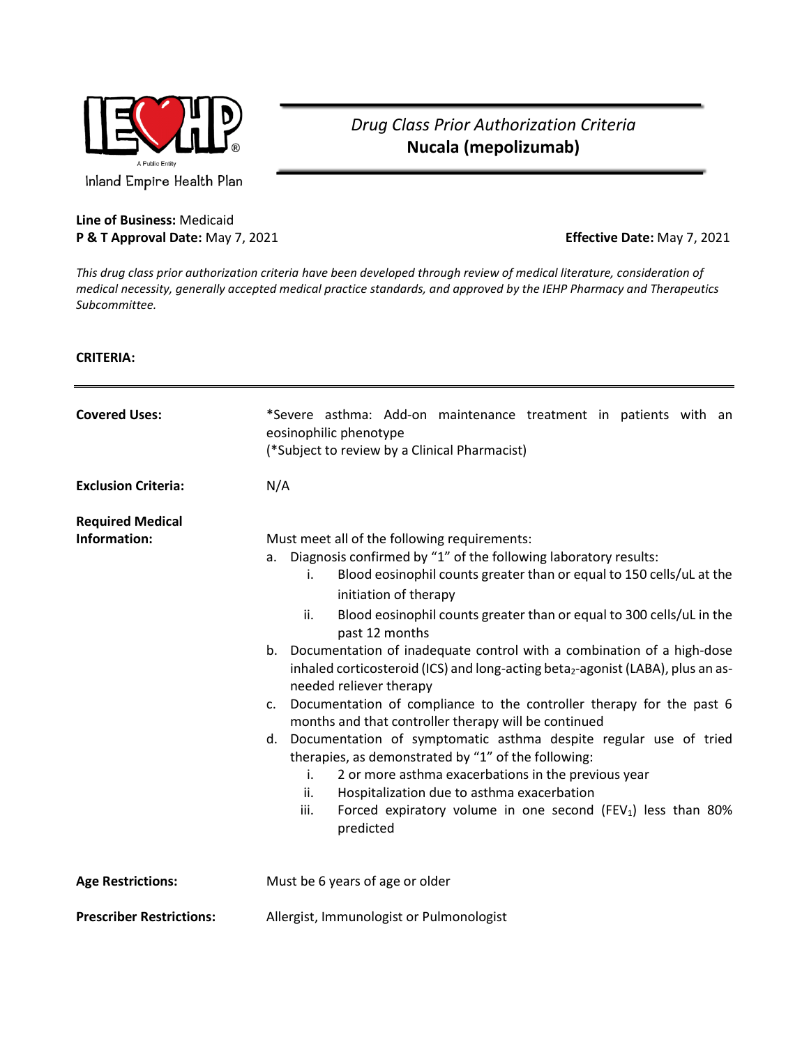IEHP
A Public Entity
Inland Empire Health Plan

# *Drug Class Prior Authorization Criteria*
# **Nucala (mepolizumab)**

**Line of Business:** Medicaid
**P & T Approval Date:** May 7, 2021 **Effective Date:** May 7, 2021

*This drug class prior authorization criteria have been developed through review of medical literature, consideration of medical necessity, generally accepted medical practice standards, and approved by the IEHP Pharmacy and Therapeutics Subcommittee.*

**CRITERIA:**

**Covered Uses:**
*Severe asthma: Add-on maintenance treatment in patients with an eosinophilic phenotype
(*Subject to review by a Clinical Pharmacist)

**Exclusion Criteria:**
N/A

**Required Medical Information:**
Must meet all of the following requirements:

a. Diagnosis confirmed by "1" of the following laboratory results:
   i. Blood eosinophil counts greater than or equal to 150 cells/uL at the initiation of therapy
   ii. Blood eosinophil counts greater than or equal to 300 cells/uL in the past 12 months
b. Documentation of inadequate control with a combination of a high-dose inhaled corticosteroid (ICS) and long-acting beta$_2$-agonist (LABA), plus an as-needed reliever therapy
c. Documentation of compliance to the controller therapy for the past 6 months and that controller therapy will be continued
d. Documentation of symptomatic asthma despite regular use of tried therapies, as demonstrated by "1" of the following:
   i. 2 or more asthma exacerbations in the previous year
   ii. Hospitalization due to asthma exacerbation
   iii. Forced expiratory volume in one second ($FEV_1$) less than 80% predicted

**Age Restrictions:**
Must be 6 years of age or older

**Prescriber Restrictions:**
Allergist, Immunologist or Pulmonologist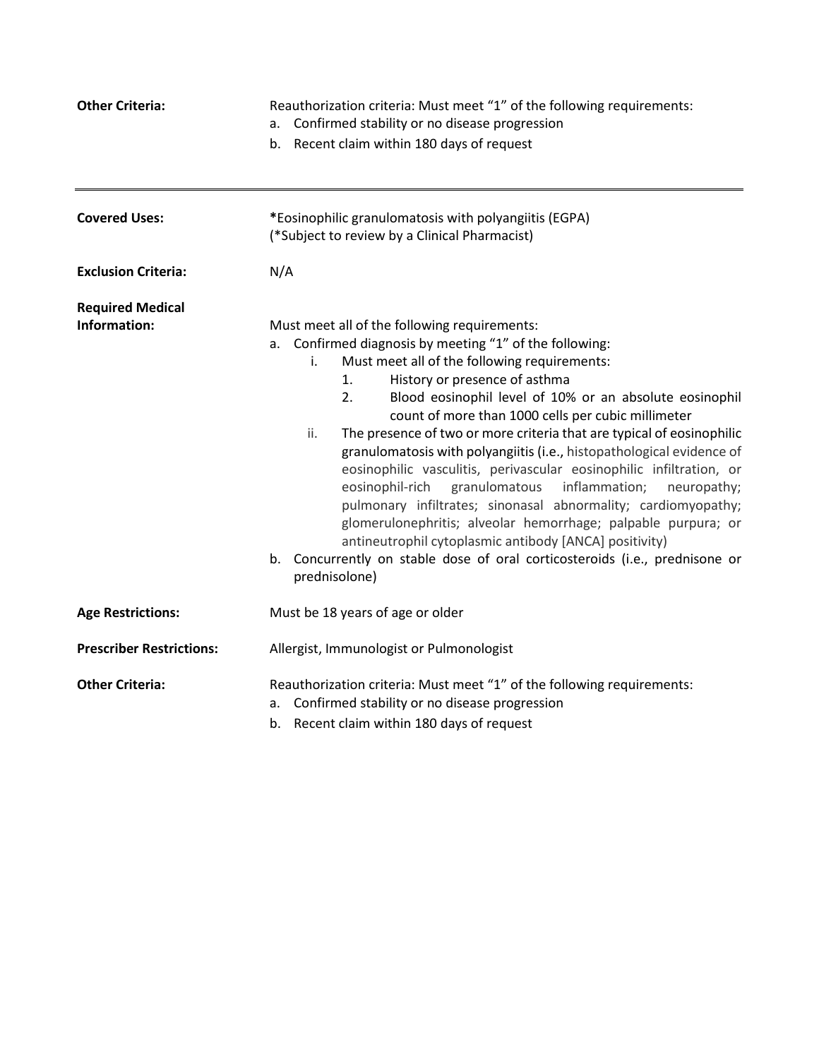**Other Criteria:** Reauthorization criteria: Must meet "1" of the following requirements:

a. Confirmed stability or no disease progression
b. Recent claim within 180 days of request

---

**Covered Uses:** *Eosinophilic granulomatosis with polyangiitis (EGPA)
(*Subject to review by a Clinical Pharmacist)

**Exclusion Criteria:** N/A

**Required Medical Information:** Must meet all of the following requirements:

a. Confirmed diagnosis by meeting "1" of the following:
   i. Must meet all of the following requirements:
      1. History or presence of asthma
      2. Blood eosinophil level of 10% or an absolute eosinophil count of more than 1000 cells per cubic millimeter
   ii. The presence of two or more criteria that are typical of eosinophilic granulomatosis with polyangiitis (i.e., histopathological evidence of eosinophilic vasculitis, perivascular eosinophilic infiltration, or eosinophil-rich granulomatous inflammation; neuropathy; pulmonary infiltrates; sinonasal abnormality; cardiomyopathy; glomerulonephritis; alveolar hemorrhage; palpable purpura; or antineutrophil cytoplasmic antibody [ANCA] positivity)
b. Concurrently on stable dose of oral corticosteroids (i.e., prednisone or prednisolone)

**Age Restrictions:** Must be 18 years of age or older

**Prescriber Restrictions:** Allergist, Immunologist or Pulmonologist

**Other Criteria:** Reauthorization criteria: Must meet "1" of the following requirements:

a. Confirmed stability or no disease progression
b. Recent claim within 180 days of request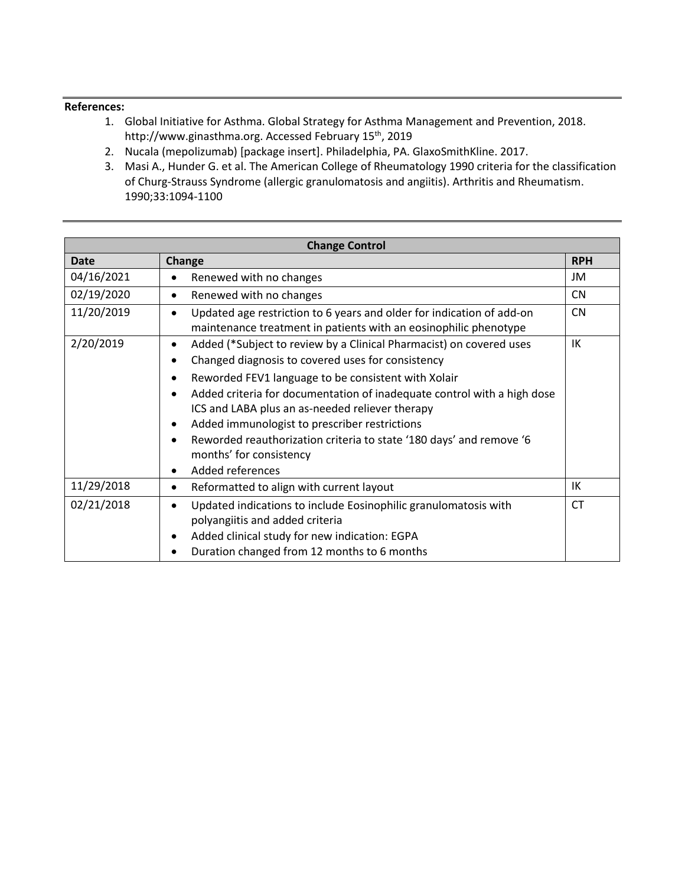**References:**

1. Global Initiative for Asthma. Global Strategy for Asthma Management and Prevention, 2018. http://www.ginasthma.org. Accessed February 15th, 2019
2. Nucala (mepolizumab) [package insert]. Philadelphia, PA. GlaxoSmithKline. 2017.
3. Masi A., Hunder G. et al. The American College of Rheumatology 1990 criteria for the classification of Churg-Strauss Syndrome (allergic granulomatosis and angiitis). Arthritis and Rheumatism. 1990;33:1094-1100

| Change Control | | |
|---|---|---|
| **Date** | **Change** | **RPH** |
| 04/16/2021 | • Renewed with no changes | JM |
| 02/19/2020 | • Renewed with no changes | CN |
| 11/20/2019 | • Updated age restriction to 6 years and older for indication of add-on maintenance treatment in patients with an eosinophilic phenotype | CN |
| 2/20/2019 | • Added (*Subject to review by a Clinical Pharmacist) on covered uses<br>• Changed diagnosis to covered uses for consistency<br>• Reworded FEV1 language to be consistent with Xolair<br>• Added criteria for documentation of inadequate control with a high dose ICS and LABA plus an as-needed reliever therapy<br>• Added immunologist to prescriber restrictions<br>• Reworded reauthorization criteria to state '180 days' and remove '6 months' for consistency<br>• Added references | IK |
| 11/29/2018 | • Reformatted to align with current layout | IK |
| 02/21/2018 | • Updated indications to include Eosinophilic granulomatosis with polyangiitis and added criteria<br>• Added clinical study for new indication: EGPA<br>• Duration changed from 12 months to 6 months | CT |